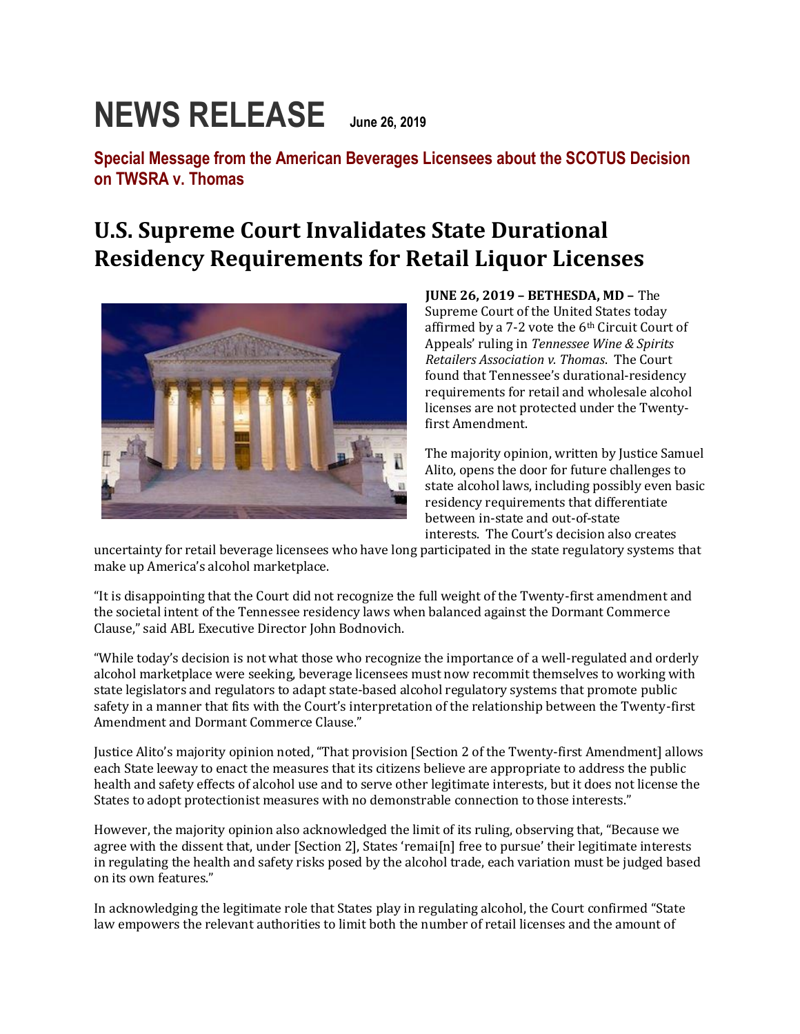# NEWS RELEASE June 26, 2019

## Special Message from the American Beverages Licensees about the SCOTUS Decision on TWSRA v. Thomas

# U.S. Supreme Court Invalidates State Durational Residency Requirements for Retail Liquor Licenses

**JUNE 26, 2019 – BETHESDA, MD –** The Supreme Court of the United States today affirmed by a 7-2 vote the 6th Circuit Court of Appeals' ruling in *Tennessee Wine & Spirits Retailers Association v. Thomas*. The Court found that Tennessee's durational-residency requirements for retail and wholesale alcohol licenses are not protected under the Twenty-first Amendment.

The majority opinion, written by Justice Samuel Alito, opens the door for future challenges to state alcohol laws, including possibly even basic residency requirements that differentiate between in-state and out-of-state interests. The Court's decision also creates uncertainty for retail beverage licensees who have long participated in the state regulatory systems that make up America's alcohol marketplace.

"It is disappointing that the Court did not recognize the full weight of the Twenty-first amendment and the societal intent of the Tennessee residency laws when balanced against the Dormant Commerce Clause," said ABL Executive Director John Bodnovich.

"While today's decision is not what those who recognize the importance of a well-regulated and orderly alcohol marketplace were seeking, beverage licensees must now recommit themselves to working with state legislators and regulators to adapt state-based alcohol regulatory systems that promote public safety in a manner that fits with the Court's interpretation of the relationship between the Twenty-first Amendment and Dormant Commerce Clause."

Justice Alito's majority opinion noted, "That provision [Section 2 of the Twenty-first Amendment] allows each State leeway to enact the measures that its citizens believe are appropriate to address the public health and safety effects of alcohol use and to serve other legitimate interests, but it does not license the States to adopt protectionist measures with no demonstrable connection to those interests."

However, the majority opinion also acknowledged the limit of its ruling, observing that, "Because we agree with the dissent that, under [Section 2], States 'remai[n] free to pursue' their legitimate interests in regulating the health and safety risks posed by the alcohol trade, each variation must be judged based on its own features."

In acknowledging the legitimate role that States play in regulating alcohol, the Court confirmed "State law empowers the relevant authorities to limit both the number of retail licenses and the amount of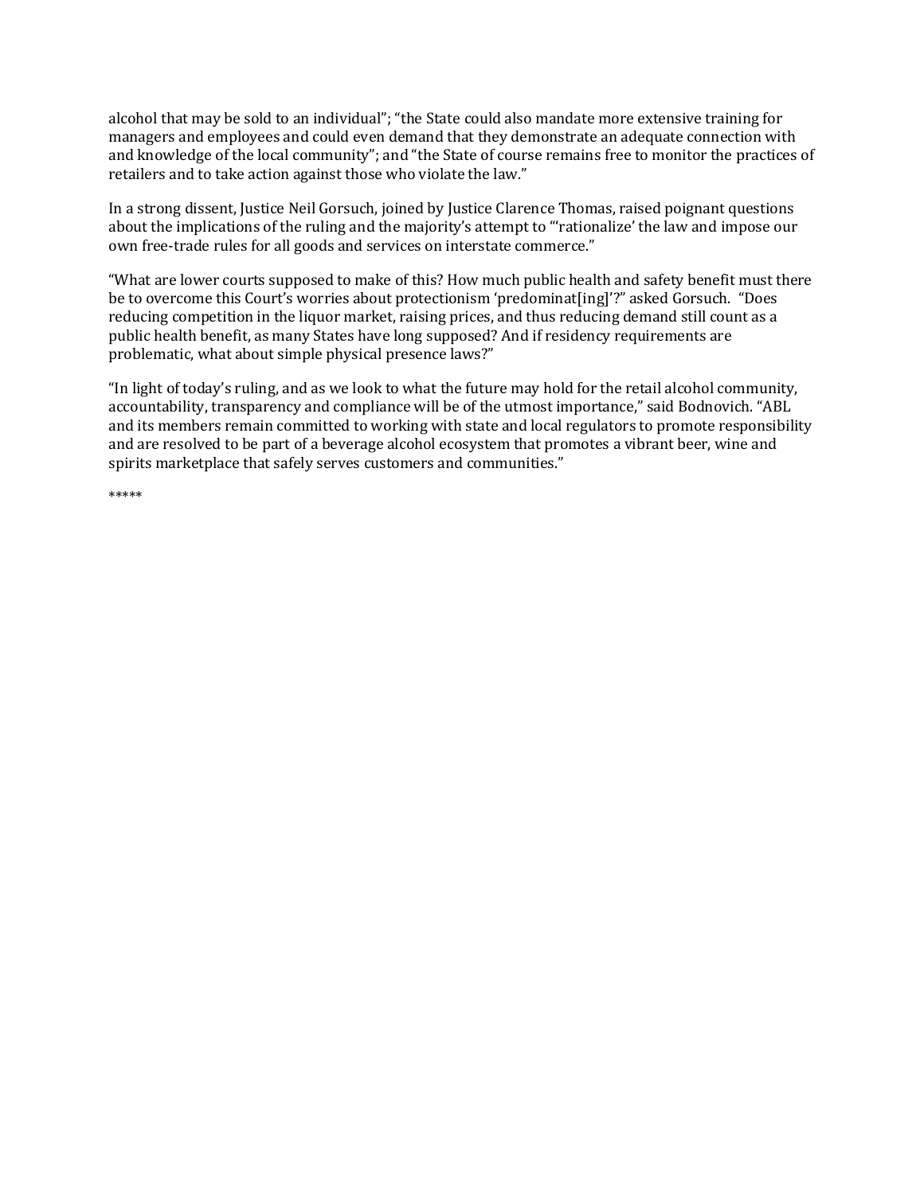alcohol that may be sold to an individual"; "the State could also mandate more extensive training for managers and employees and could even demand that they demonstrate an adequate connection with and knowledge of the local community"; and "the State of course remains free to monitor the practices of retailers and to take action against those who violate the law."

In a strong dissent, Justice Neil Gorsuch, joined by Justice Clarence Thomas, raised poignant questions about the implications of the ruling and the majority's attempt to "'rationalize' the law and impose our own free-trade rules for all goods and services on interstate commerce."

"What are lower courts supposed to make of this? How much public health and safety benefit must there be to overcome this Court's worries about protectionism 'predominat[ing]'?" asked Gorsuch. "Does reducing competition in the liquor market, raising prices, and thus reducing demand still count as a public health benefit, as many States have long supposed? And if residency requirements are problematic, what about simple physical presence laws?"

"In light of today's ruling, and as we look to what the future may hold for the retail alcohol community, accountability, transparency and compliance will be of the utmost importance," said Bodnovich. "ABL and its members remain committed to working with state and local regulators to promote responsibility and are resolved to be part of a beverage alcohol ecosystem that promotes a vibrant beer, wine and spirits marketplace that safely serves customers and communities."

*****